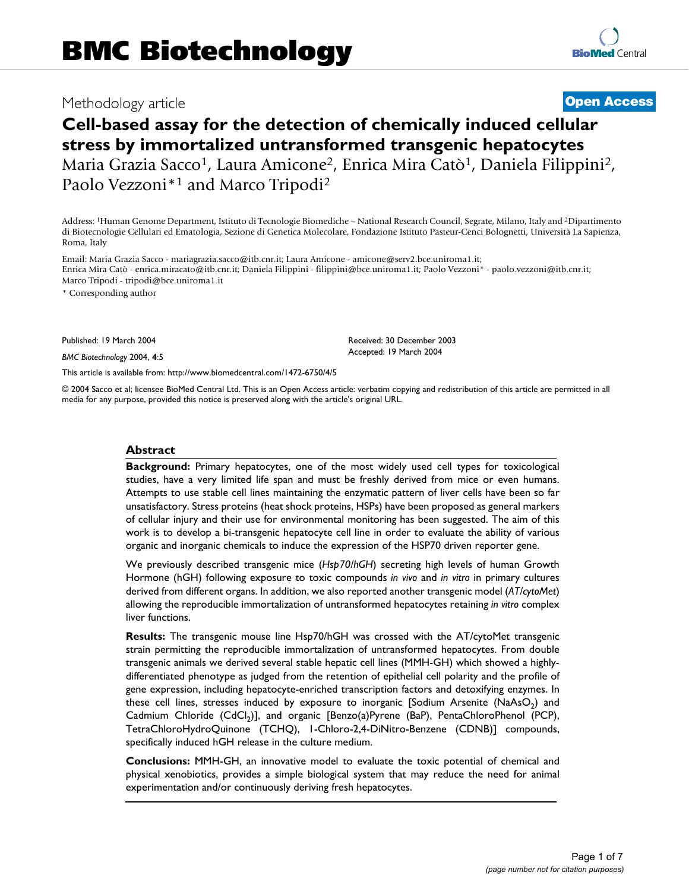# BMC Biotechnology

Methodology article

**Open Access**

# Cell-based assay for the detection of chemically induced cellular stress by immortalized untransformed transgenic hepatocytes

Maria Grazia Sacco[1], Laura Amicone[2], Enrica Mira Catò[1], Daniela Filippini[2], Paolo Vezzoni*[1] and Marco Tripodi[2]

Address: [1]Human Genome Department, Istituto di Tecnologie Biomediche – National Research Council, Segrate, Milano, Italy and [2]Dipartimento di Biotecnologie Cellulari ed Ematologia, Sezione di Genetica Molecolare, Fondazione Istituto Pasteur-Cenci Bolognetti, Università La Sapienza, Roma, Italy

Email: Maria Grazia Sacco - mariagrazia.sacco@itb.cnr.it; Laura Amicone - amicone@serv2.bce.uniroma1.it; Enrica Mira Catò - enrica.miracato@itb.cnr.it; Daniela Filippini - filippini@bce.uniroma1.it; Paolo Vezzoni* - paolo.vezzoni@itb.cnr.it; Marco Tripodi - tripodi@bce.uniroma1.it

* Corresponding author

Published: 19 March 2004

*BMC Biotechnology* 2004, **4**:5

Received: 30 December 2003
Accepted: 19 March 2004

This article is available from: http://www.biomedcentral.com/1472-6750/4/5

© 2004 Sacco et al; licensee BioMed Central Ltd. This is an Open Access article: verbatim copying and redistribution of this article are permitted in all media for any purpose, provided this notice is preserved along with the article's original URL.

## Abstract

**Background:** Primary hepatocytes, one of the most widely used cell types for toxicological studies, have a very limited life span and must be freshly derived from mice or even humans. Attempts to use stable cell lines maintaining the enzymatic pattern of liver cells have been so far unsatisfactory. Stress proteins (heat shock proteins, HSPs) have been proposed as general markers of cellular injury and their use for environmental monitoring has been suggested. The aim of this work is to develop a bi-transgenic hepatocyte cell line in order to evaluate the ability of various organic and inorganic chemicals to induce the expression of the HSP70 driven reporter gene.

We previously described transgenic mice (*Hsp70/hGH*) secreting high levels of human Growth Hormone (hGH) following exposure to toxic compounds *in vivo* and *in vitro* in primary cultures derived from different organs. In addition, we also reported another transgenic model (*AT/cytoMet*) allowing the reproducible immortalization of untransformed hepatocytes retaining *in vitro* complex liver functions.

**Results:** The transgenic mouse line Hsp70/hGH was crossed with the AT/cytoMet transgenic strain permitting the reproducible immortalization of untransformed hepatocytes. From double transgenic animals we derived several stable hepatic cell lines (MMH-GH) which showed a highly-differentiated phenotype as judged from the retention of epithelial cell polarity and the profile of gene expression, including hepatocyte-enriched transcription factors and detoxifying enzymes. In these cell lines, stresses induced by exposure to inorganic [Sodium Arsenite ($NaAsO_2$) and Cadmium Chloride ($CdCl_2$)], and organic [Benzo(a)Pyrene (BaP), PentaChloroPhenol (PCP), TetraChloroHydroQuinone (TCHQ), 1-Chloro-2,4-DiNitro-Benzene (CDNB)] compounds, specifically induced hGH release in the culture medium.

**Conclusions:** MMH-GH, an innovative model to evaluate the toxic potential of chemical and physical xenobiotics, provides a simple biological system that may reduce the need for animal experimentation and/or continuously deriving fresh hepatocytes.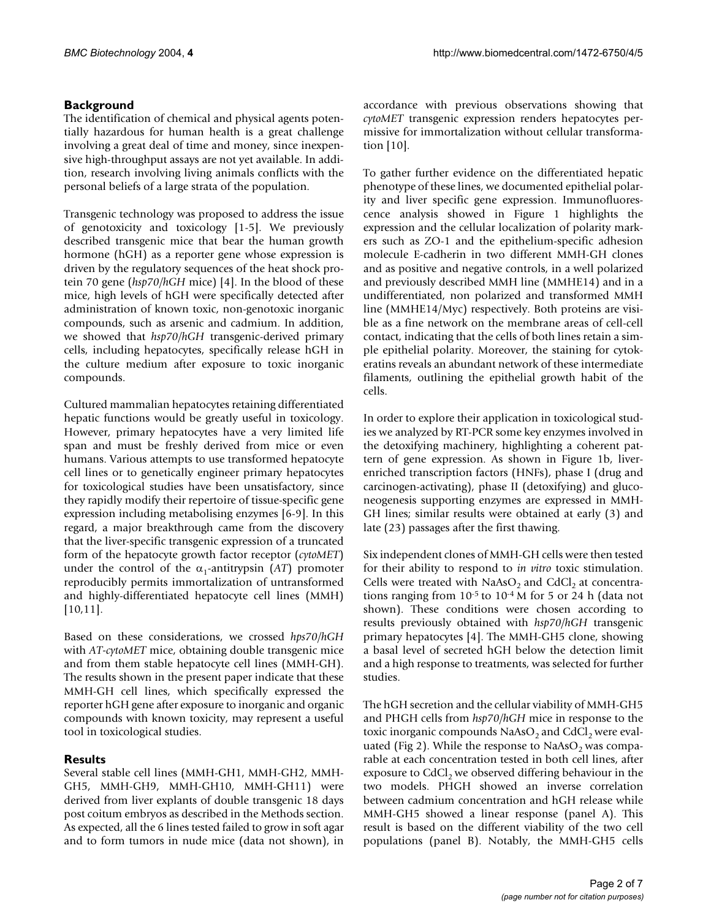## Background

The identification of chemical and physical agents potentially hazardous for human health is a great challenge involving a great deal of time and money, since inexpensive high-throughput assays are not yet available. In addition, research involving living animals conflicts with the personal beliefs of a large strata of the population.

Transgenic technology was proposed to address the issue of genotoxicity and toxicology [1-5]. We previously described transgenic mice that bear the human growth hormone (hGH) as a reporter gene whose expression is driven by the regulatory sequences of the heat shock protein 70 gene (*hsp70/hGH* mice) [4]. In the blood of these mice, high levels of hGH were specifically detected after administration of known toxic, non-genotoxic inorganic compounds, such as arsenic and cadmium. In addition, we showed that *hsp70/hGH* transgenic-derived primary cells, including hepatocytes, specifically release hGH in the culture medium after exposure to toxic inorganic compounds.

Cultured mammalian hepatocytes retaining differentiated hepatic functions would be greatly useful in toxicology. However, primary hepatocytes have a very limited life span and must be freshly derived from mice or even humans. Various attempts to use transformed hepatocyte cell lines or to genetically engineer primary hepatocytes for toxicological studies have been unsatisfactory, since they rapidly modify their repertoire of tissue-specific gene expression including metabolising enzymes [6-9]. In this regard, a major breakthrough came from the discovery that the liver-specific transgenic expression of a truncated form of the hepatocyte growth factor receptor (*cytoMET*) under the control of the $\alpha_1$-antitrypsin (*AT*) promoter reproducibly permits immortalization of untransformed and highly-differentiated hepatocyte cell lines (MMH) [10,11].

Based on these considerations, we crossed *hps70/hGH* with *AT-cytoMET* mice, obtaining double transgenic mice and from them stable hepatocyte cell lines (MMH-GH). The results shown in the present paper indicate that these MMH-GH cell lines, which specifically expressed the reporter hGH gene after exposure to inorganic and organic compounds with known toxicity, may represent a useful tool in toxicological studies.

## Results

Several stable cell lines (MMH-GH1, MMH-GH2, MMH-GH5, MMH-GH9, MMH-GH10, MMH-GH11) were derived from liver explants of double transgenic 18 days post coitum embryos as described in the Methods section. As expected, all the 6 lines tested failed to grow in soft agar and to form tumors in nude mice (data not shown), in accordance with previous observations showing that *cytoMET* transgenic expression renders hepatocytes permissive for immortalization without cellular transformation [10].

To gather further evidence on the differentiated hepatic phenotype of these lines, we documented epithelial polarity and liver specific gene expression. Immunofluorescence analysis showed in Figure 1 highlights the expression and the cellular localization of polarity markers such as ZO-1 and the epithelium-specific adhesion molecule E-cadherin in two different MMH-GH clones and as positive and negative controls, in a well polarized and previously described MMH line (MMHE14) and in a undifferentiated, non polarized and transformed MMH line (MMHE14/Myc) respectively. Both proteins are visible as a fine network on the membrane areas of cell-cell contact, indicating that the cells of both lines retain a simple epithelial polarity. Moreover, the staining for cytokeratins reveals an abundant network of these intermediate filaments, outlining the epithelial growth habit of the cells.

In order to explore their application in toxicological studies we analyzed by RT-PCR some key enzymes involved in the detoxifying machinery, highlighting a coherent pattern of gene expression. As shown in Figure 1b, liver-enriched transcription factors (HNFs), phase I (drug and carcinogen-activating), phase II (detoxifying) and gluconeogenesis supporting enzymes are expressed in MMH-GH lines; similar results were obtained at early (3) and late (23) passages after the first thawing.

Six independent clones of MMH-GH cells were then tested for their ability to respond to *in vitro* toxic stimulation. Cells were treated with $NaAsO_2$ and $CdCl_2$ at concentrations ranging from $10^{-5}$ to $10^{-4}$ M for 5 or 24 h (data not shown). These conditions were chosen according to results previously obtained with *hsp70/hGH* transgenic primary hepatocytes [4]. The MMH-GH5 clone, showing a basal level of secreted hGH below the detection limit and a high response to treatments, was selected for further studies.

The hGH secretion and the cellular viability of MMH-GH5 and PHGH cells from *hsp70/hGH* mice in response to the toxic inorganic compounds $NaAsO_2$ and $CdCl_2$ were evaluated (Fig 2). While the response to $NaAsO_2$ was comparable at each concentration tested in both cell lines, after exposure to $CdCl_2$ we observed differing behaviour in the two models. PHGH showed an inverse correlation between cadmium concentration and hGH release while MMH-GH5 showed a linear response (panel A). This result is based on the different viability of the two cell populations (panel B). Notably, the MMH-GH5 cells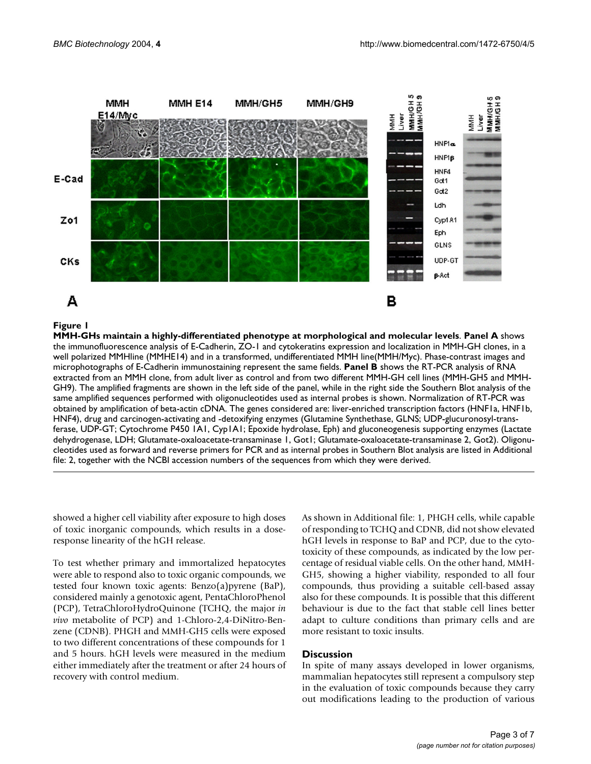**Figure 1**

**MMH-GHs maintain a highly-differentiated phenotype at morphological and molecular levels**. **Panel A** shows the immunofluorescence analysis of E-Cadherin, ZO-1 and cytokeratins expression and localization in MMH-GH clones, in a well polarized MMHline (MMHE14) and in a transformed, undifferentiated MMH line(MMH/Myc). Phase-contrast images and microphotographs of E-Cadherin immunostaining represent the same fields. **Panel B** shows the RT-PCR analysis of RNA extracted from an MMH clone, from adult liver as control and from two different MMH-GH cell lines (MMH-GH5 and MMH-GH9). The amplified fragments are shown in the left side of the panel, while in the right side the Southern Blot analysis of the same amplified sequences performed with oligonucleotides used as internal probes is shown. Normalization of RT-PCR was obtained by amplification of beta-actin cDNA. The genes considered are: liver-enriched transcription factors (HNF1a, HNF1b, HNF4), drug and carcinogen-activating and -detoxifying enzymes (Glutamine Synthethase, GLNS; UDP-glucuronosyl-transferase, UDP-GT; Cytochrome P450 1A1, Cyp1A1; Epoxide hydrolase, Eph) and gluconeogenesis supporting enzymes (Lactate dehydrogenase, LDH; Glutamate-oxaloacetate-transaminase 1, Got1; Glutamate-oxaloacetate-transaminase 2, Got2). Oligonucleotides used as forward and reverse primers for PCR and as internal probes in Southern Blot analysis are listed in Additional file: 2, together with the NCBI accession numbers of the sequences from which they were derived.

showed a higher cell viability after exposure to high doses of toxic inorganic compounds, which results in a dose-response linearity of the hGH release.

To test whether primary and immortalized hepatocytes were able to respond also to toxic organic compounds, we tested four known toxic agents: Benzo(a)pyrene (BaP), considered mainly a genotoxic agent, PentaChloroPhenol (PCP), TetraChloroHydroQuinone (TCHQ, the major *in vivo* metabolite of PCP) and 1-Chloro-2,4-DiNitro-Benzene (CDNB). PHGH and MMH-GH5 cells were exposed to two different concentrations of these compounds for 1 and 5 hours. hGH levels were measured in the medium either immediately after the treatment or after 24 hours of recovery with control medium.

As shown in Additional file: 1, PHGH cells, while capable of responding to TCHQ and CDNB, did not show elevated hGH levels in response to BaP and PCP, due to the cytotoxicity of these compounds, as indicated by the low percentage of residual viable cells. On the other hand, MMH-GH5, showing a higher viability, responded to all four compounds, thus providing a suitable cell-based assay also for these compounds. It is possible that this different behaviour is due to the fact that stable cell lines better adapt to culture conditions than primary cells and are more resistant to toxic insults.

## Discussion

In spite of many assays developed in lower organisms, mammalian hepatocytes still represent a compulsory step in the evaluation of toxic compounds because they carry out modifications leading to the production of various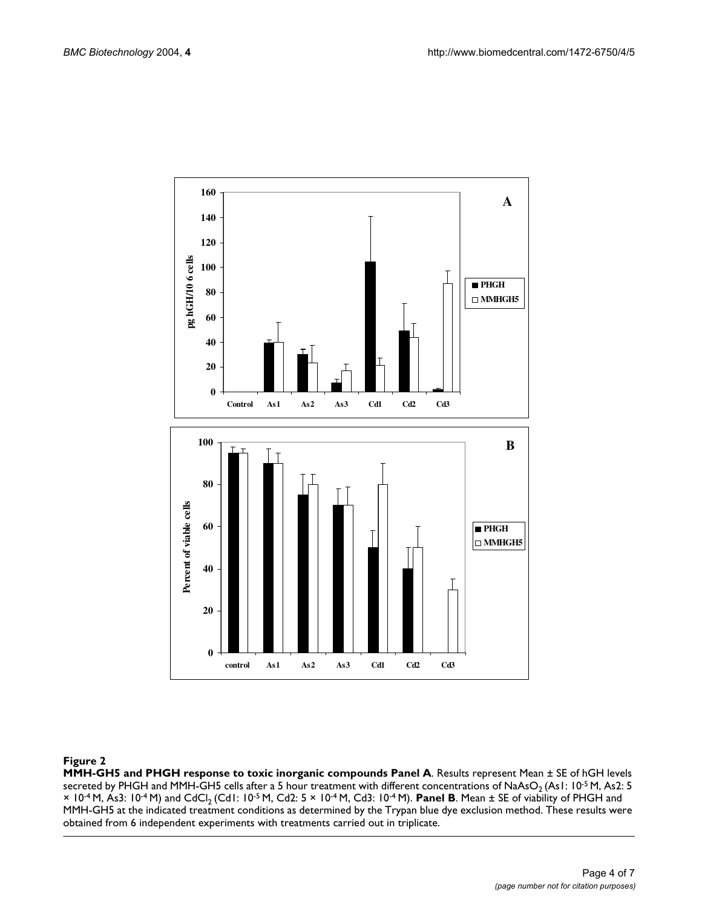**Figure 2**

**MMH-GH5 and PHGH response to toxic inorganic compounds Panel A**. Results represent Mean ± SE of hGH levels secreted by PHGH and MMH-GH5 cells after a 5 hour treatment with different concentrations of $NaAsO_2$ (As1: $10^{-5}$ M, As2: 5 × $10^{-4}$ M, As3: $10^{-4}$ M) and $CdCl_2$ (Cd1: $10^{-5}$ M, Cd2: 5 × $10^{-4}$ M, Cd3: $10^{-4}$ M). **Panel B**. Mean ± SE of viability of PHGH and MMH-GH5 at the indicated treatment conditions as determined by the Trypan blue dye exclusion method. These results were obtained from 6 independent experiments with treatments carried out in triplicate.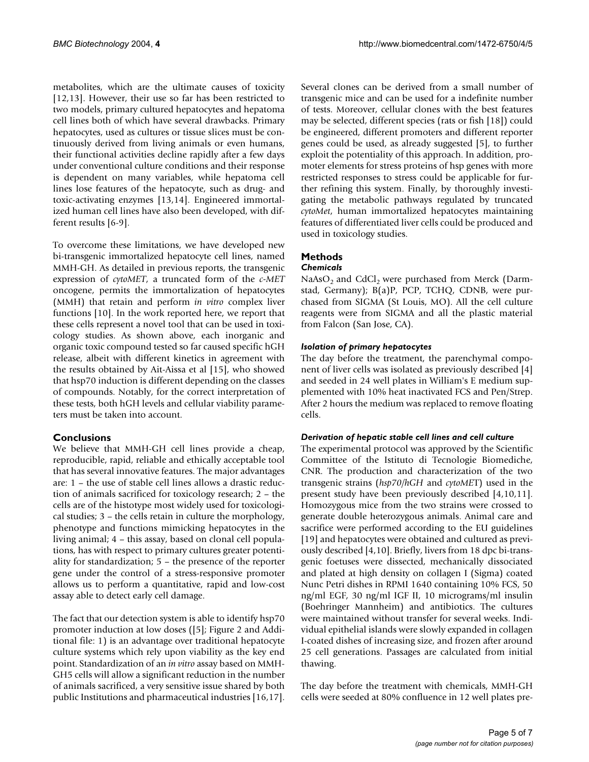metabolites, which are the ultimate causes of toxicity [12,13]. However, their use so far has been restricted to two models, primary cultured hepatocytes and hepatoma cell lines both of which have several drawbacks. Primary hepatocytes, used as cultures or tissue slices must be continuously derived from living animals or even humans, their functional activities decline rapidly after a few days under conventional culture conditions and their response is dependent on many variables, while hepatoma cell lines lose features of the hepatocyte, such as drug- and toxic-activating enzymes [13,14]. Engineered immortalized human cell lines have also been developed, with different results [6-9].

To overcome these limitations, we have developed new bi-transgenic immortalized hepatocyte cell lines, named MMH-GH. As detailed in previous reports, the transgenic expression of *cytoMET*, a truncated form of the *c-MET* oncogene, permits the immortalization of hepatocytes (MMH) that retain and perform *in vitro* complex liver functions [10]. In the work reported here, we report that these cells represent a novel tool that can be used in toxicology studies. As shown above, each inorganic and organic toxic compound tested so far caused specific hGH release, albeit with different kinetics in agreement with the results obtained by Ait-Aissa et al [15], who showed that hsp70 induction is different depending on the classes of compounds. Notably, for the correct interpretation of these tests, both hGH levels and cellular viability parameters must be taken into account.

## Conclusions

We believe that MMH-GH cell lines provide a cheap, reproducible, rapid, reliable and ethically acceptable tool that has several innovative features. The major advantages are: 1 – the use of stable cell lines allows a drastic reduction of animals sacrificed for toxicology research; 2 – the cells are of the histotype most widely used for toxicological studies; 3 – the cells retain in culture the morphology, phenotype and functions mimicking hepatocytes in the living animal; 4 – this assay, based on clonal cell populations, has with respect to primary cultures greater potentiality for standardization; 5 – the presence of the reporter gene under the control of a stress-responsive promoter allows us to perform a quantitative, rapid and low-cost assay able to detect early cell damage.

The fact that our detection system is able to identify hsp70 promoter induction at low doses ([5]; Figure 2 and Additional file: 1) is an advantage over traditional hepatocyte culture systems which rely upon viability as the key end point. Standardization of an *in vitro* assay based on MMH-GH5 cells will allow a significant reduction in the number of animals sacrificed, a very sensitive issue shared by both public Institutions and pharmaceutical industries [16,17]. Several clones can be derived from a small number of transgenic mice and can be used for a indefinite number of tests. Moreover, cellular clones with the best features may be selected, different species (rats or fish [18]) could be engineered, different promoters and different reporter genes could be used, as already suggested [5], to further exploit the potentiality of this approach. In addition, promoter elements for stress proteins of hsp genes with more restricted responses to stress could be applicable for further refining this system. Finally, by thoroughly investigating the metabolic pathways regulated by truncated *cytoMet*, human immortalized hepatocytes maintaining features of differentiated liver cells could be produced and used in toxicology studies.

## Methods

### Chemicals

$NaAsO_2$ and $CdCl_2$ were purchased from Merck (Darmstad, Germany); B(a)P, PCP, TCHQ, CDNB, were purchased from SIGMA (St Louis, MO). All the cell culture reagents were from SIGMA and all the plastic material from Falcon (San Jose, CA).

### Isolation of primary hepatocytes

The day before the treatment, the parenchymal component of liver cells was isolated as previously described [4] and seeded in 24 well plates in William's E medium supplemented with 10% heat inactivated FCS and Pen/Strep. After 2 hours the medium was replaced to remove floating cells.

### Derivation of hepatic stable cell lines and cell culture

The experimental protocol was approved by the Scientific Committee of the Istituto di Tecnologie Biomediche, CNR. The production and characterization of the two transgenic strains (*hsp70/hGH* and *cytoMET*) used in the present study have been previously described [4,10,11]. Homozygous mice from the two strains were crossed to generate double heterozygous animals. Animal care and sacrifice were performed according to the EU guidelines [19] and hepatocytes were obtained and cultured as previously described [4,10]. Briefly, livers from 18 dpc bi-transgenic foetuses were dissected, mechanically dissociated and plated at high density on collagen I (Sigma) coated Nunc Petri dishes in RPMI 1640 containing 10% FCS, 50 ng/ml EGF, 30 ng/ml IGF II, 10 micrograms/ml insulin (Boehringer Mannheim) and antibiotics. The cultures were maintained without transfer for several weeks. Individual epithelial islands were slowly expanded in collagen I-coated dishes of increasing size, and frozen after around 25 cell generations. Passages are calculated from initial thawing.

The day before the treatment with chemicals, MMH-GH cells were seeded at 80% confluence in 12 well plates pre-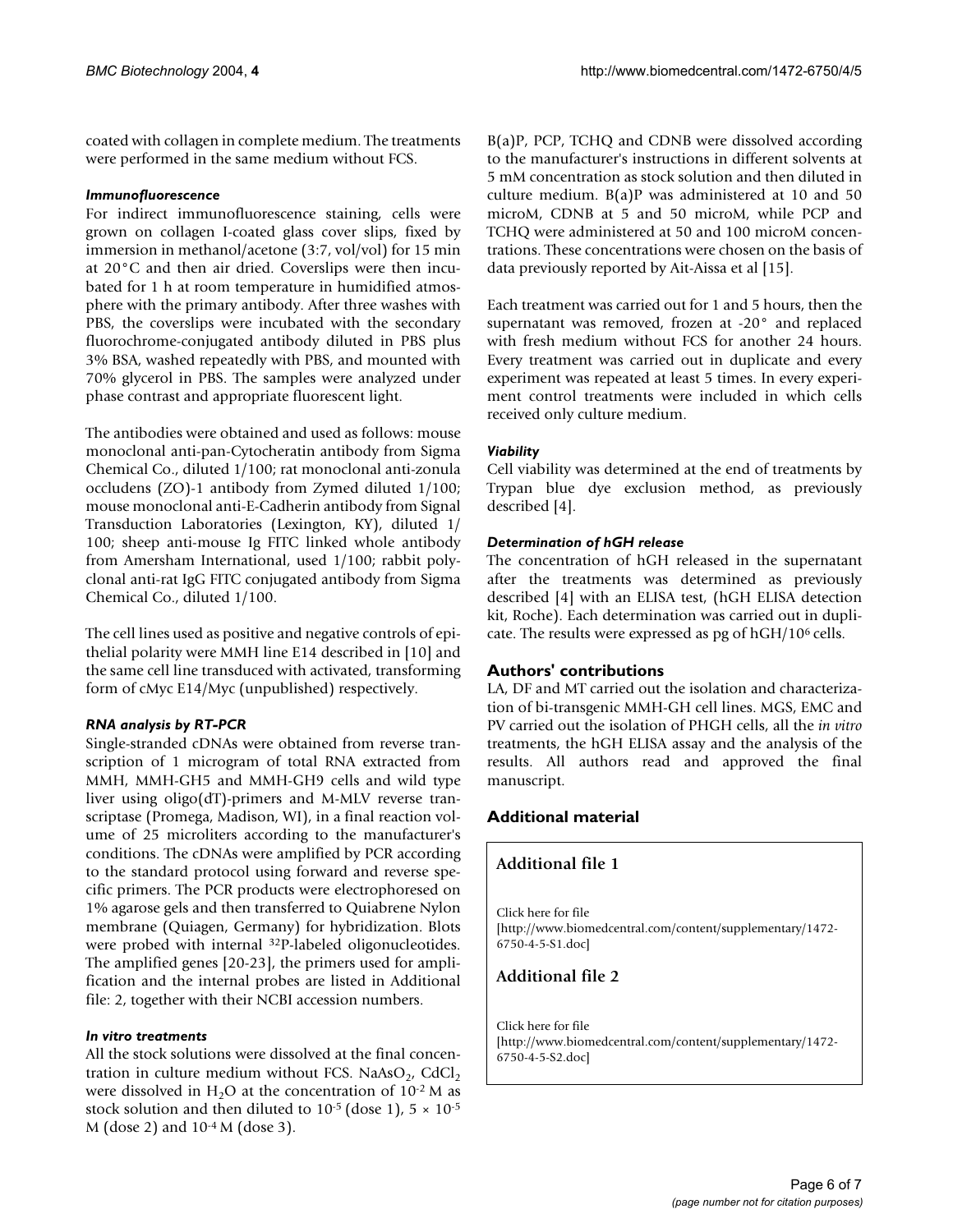coated with collagen in complete medium. The treatments were performed in the same medium without FCS.

### *Immunofluorescence*

For indirect immunofluorescence staining, cells were grown on collagen I-coated glass cover slips, fixed by immersion in methanol/acetone (3:7, vol/vol) for 15 min at 20°C and then air dried. Coverslips were then incubated for 1 h at room temperature in humidified atmosphere with the primary antibody. After three washes with PBS, the coverslips were incubated with the secondary fluorochrome-conjugated antibody diluted in PBS plus 3% BSA, washed repeatedly with PBS, and mounted with 70% glycerol in PBS. The samples were analyzed under phase contrast and appropriate fluorescent light.

The antibodies were obtained and used as follows: mouse monoclonal anti-pan-Cytocheratin antibody from Sigma Chemical Co., diluted 1/100; rat monoclonal anti-zonula occludens (ZO)-1 antibody from Zymed diluted 1/100; mouse monoclonal anti-E-Cadherin antibody from Signal Transduction Laboratories (Lexington, KY), diluted 1/100; sheep anti-mouse Ig FITC linked whole antibody from Amersham International, used 1/100; rabbit polyclonal anti-rat IgG FITC conjugated antibody from Sigma Chemical Co., diluted 1/100.

The cell lines used as positive and negative controls of epithelial polarity were MMH line E14 described in [10] and the same cell line transduced with activated, transforming form of cMyc E14/Myc (unpublished) respectively.

### *RNA analysis by RT-PCR*

Single-stranded cDNAs were obtained from reverse transcription of 1 microgram of total RNA extracted from MMH, MMH-GH5 and MMH-GH9 cells and wild type liver using oligo(dT)-primers and M-MLV reverse transcriptase (Promega, Madison, WI), in a final reaction volume of 25 microliters according to the manufacturer's conditions. The cDNAs were amplified by PCR according to the standard protocol using forward and reverse specific primers. The PCR products were electrophoresed on 1% agarose gels and then transferred to Quiabrene Nylon membrane (Quiagen, Germany) for hybridization. Blots were probed with internal $^{32}$P-labeled oligonucleotides. The amplified genes [20-23], the primers used for amplification and the internal probes are listed in Additional file: 2, together with their NCBI accession numbers.

### *In vitro treatments*

All the stock solutions were dissolved at the final concentration in culture medium without FCS. $NaAsO_2$, $CdCl_2$ were dissolved in $H_2O$ at the concentration of $10^{-2}$ M as stock solution and then diluted to $10^{-5}$ (dose 1), $5 \times 10^{-5}$ M (dose 2) and $10^{-4}$ M (dose 3).

B(a)P, PCP, TCHQ and CDNB were dissolved according to the manufacturer's instructions in different solvents at 5 mM concentration as stock solution and then diluted in culture medium. B(a)P was administered at 10 and 50 microM, CDNB at 5 and 50 microM, while PCP and TCHQ were administered at 50 and 100 microM concentrations. These concentrations were chosen on the basis of data previously reported by Ait-Aissa et al [15].

Each treatment was carried out for 1 and 5 hours, then the supernatant was removed, frozen at -20° and replaced with fresh medium without FCS for another 24 hours. Every treatment was carried out in duplicate and every experiment was repeated at least 5 times. In every experiment control treatments were included in which cells received only culture medium.

### *Viability*

Cell viability was determined at the end of treatments by Trypan blue dye exclusion method, as previously described [4].

### *Determination of hGH release*

The concentration of hGH released in the supernatant after the treatments was determined as previously described [4] with an ELISA test, (hGH ELISA detection kit, Roche). Each determination was carried out in duplicate. The results were expressed as pg of hGH/$10^6$ cells.

## Authors' contributions

LA, DF and MT carried out the isolation and characterization of bi-transgenic MMH-GH cell lines. MGS, EMC and PV carried out the isolation of PHGH cells, all the *in vitro* treatments, the hGH ELISA assay and the analysis of the results. All authors read and approved the final manuscript.

## Additional material

### Additional file 1

Click here for file
[http://www.biomedcentral.com/content/supplementary/1472-6750-4-5-S1.doc]

### Additional file 2

Click here for file
[http://www.biomedcentral.com/content/supplementary/1472-6750-4-5-S2.doc]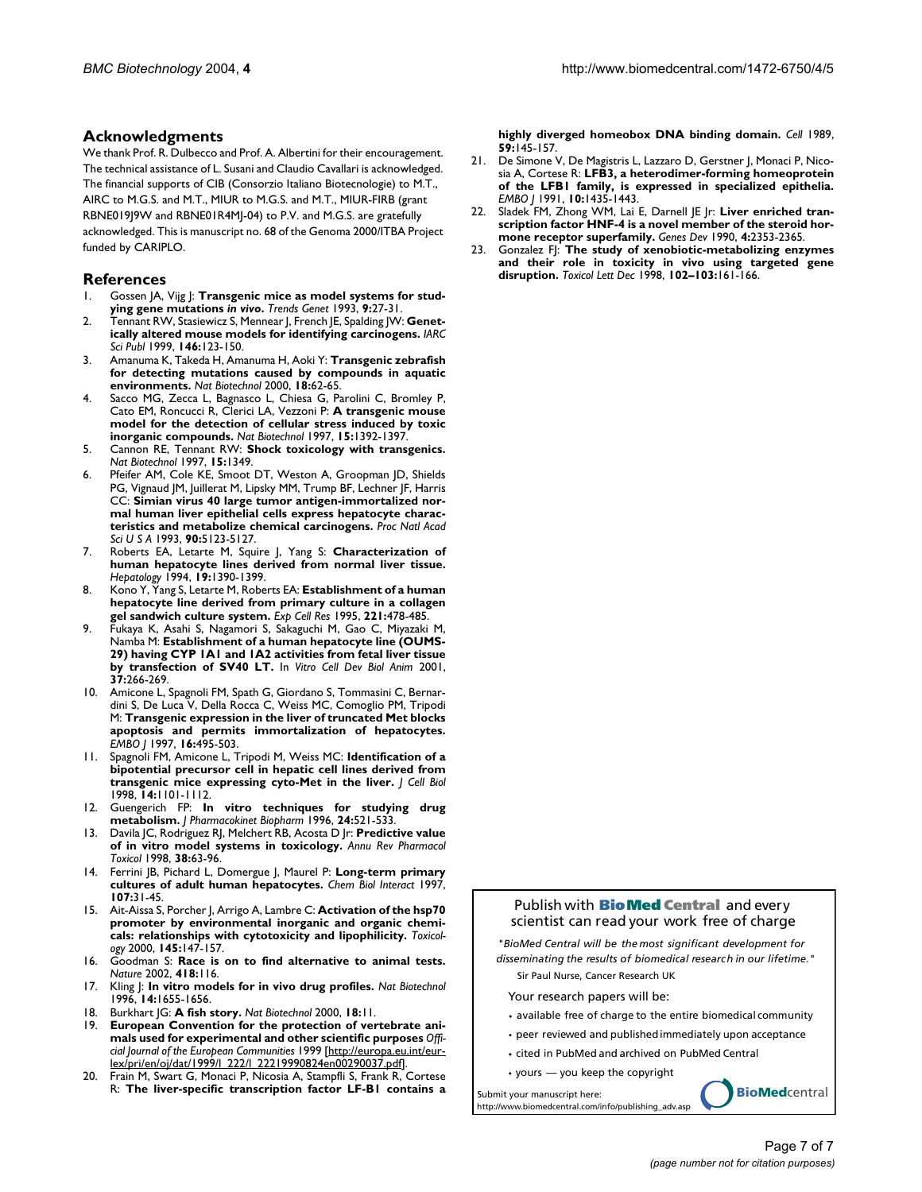## Acknowledgments

We thank Prof. R. Dulbecco and Prof. A. Albertini for their encouragement. The technical assistance of L. Susani and Claudio Cavallari is acknowledged. The financial supports of CIB (Consorzio Italiano Biotecnologie) to M.T., AIRC to M.G.S. and M.T., MIUR to M.G.S. and M.T., MIUR-FIRB (grant RBNE019J9W and RBNE01R4MJ-04) to P.V. and M.G.S. are gratefully acknowledged. This is manuscript no. 68 of the Genoma 2000/ITBA Project funded by CARIPLO.

## References

1. Gossen JA, Vijg J: **Transgenic mice as model systems for studying gene mutations *in vivo*.** *Trends Genet* 1993, **9:**27-31.
2. Tennant RW, Stasiewicz S, Mennear J, French JE, Spalding JW: **Genetically altered mouse models for identifying carcinogens.** *IARC Sci Publ* 1999, **146:**123-150.
3. Amanuma K, Takeda H, Amanuma H, Aoki Y: **Transgenic zebrafish for detecting mutations caused by compounds in aquatic environments.** *Nat Biotechnol* 2000, **18:**62-65.
4. Sacco MG, Zecca L, Bagnasco L, Chiesa G, Parolini C, Bromley P, Cato EM, Roncucci R, Clerici LA, Vezzoni P: **A transgenic mouse model for the detection of cellular stress induced by toxic inorganic compounds.** *Nat Biotechnol* 1997, **15:**1392-1397.
5. Cannon RE, Tennant RW: **Shock toxicology with transgenics.** *Nat Biotechnol* 1997, **15:**1349.
6. Pfeifer AM, Cole KE, Smoot DT, Weston A, Groopman JD, Shields PG, Vignaud JM, Juillerat M, Lipsky MM, Trump BF, Lechner JF, Harris CC: **Simian virus 40 large tumor antigen-immortalized normal human liver epithelial cells express hepatocyte characteristics and metabolize chemical carcinogens.** *Proc Natl Acad Sci U S A* 1993, **90:**5123-5127.
7. Roberts EA, Letarte M, Squire J, Yang S: **Characterization of human hepatocyte lines derived from normal liver tissue.** *Hepatology* 1994, **19:**1390-1399.
8. Kono Y, Yang S, Letarte M, Roberts EA: **Establishment of a human hepatocyte line derived from primary culture in a collagen gel sandwich culture system.** *Exp Cell Res* 1995, **221:**478-485.
9. Fukaya K, Asahi S, Nagamori S, Sakaguchi M, Gao C, Miyazaki M, Namba M: **Establishment of a human hepatocyte line (OUMS-29) having CYP 1A1 and 1A2 activities from fetal liver tissue by transfection of SV40 LT.** In *Vitro Cell Dev Biol Anim* 2001, **37:**266-269.
10. Amicone L, Spagnoli FM, Spath G, Giordano S, Tommasini C, Bernardini S, De Luca V, Della Rocca C, Weiss MC, Comoglio PM, Tripodi M: **Transgenic expression in the liver of truncated Met blocks apoptosis and permits immortalization of hepatocytes.** *EMBO J* 1997, **16:**495-503.
11. Spagnoli FM, Amicone L, Tripodi M, Weiss MC: **Identification of a bipotential precursor cell in hepatic cell lines derived from transgenic mice expressing cyto-Met in the liver.** *J Cell Biol* 1998, **14:**1101-1112.
12. Guengerich FP: **In vitro techniques for studying drug metabolism.** *J Pharmacokinet Biopharm* 1996, **24:**521-533.
13. Davila JC, Rodriguez RJ, Melchert RB, Acosta D Jr: **Predictive value of in vitro model systems in toxicology.** *Annu Rev Pharmacol Toxicol* 1998, **38:**63-96.
14. Ferrini JB, Pichard L, Domergue J, Maurel P: **Long-term primary cultures of adult human hepatocytes.** *Chem Biol Interact* 1997, **107:**31-45.
15. Ait-Aissa S, Porcher J, Arrigo A, Lambre C: **Activation of the hsp70 promoter by environmental inorganic and organic chemicals: relationships with cytotoxicity and lipophilicity.** *Toxicology* 2000, **145:**147-157.
16. Goodman S: **Race is on to find alternative to animal tests.** *Nature* 2002, **418:**116.
17. Kling J: **In vitro models for in vivo drug profiles.** *Nat Biotechnol* 1996, **14:**1655-1656.
18. Burkhart JG: **A fish story.** *Nat Biotechnol* 2000, **18:**11.
19. **European Convention for the protection of vertebrate animals used for experimental and other scientific purposes** *Official Journal of the European Communities* 1999 [http://europa.eu.int/eur-lex/pri/en/oj/dat/1999/l_222/l_22219990824en00290037.pdf].
20. Frain M, Swart G, Monaci P, Nicosia A, Stampfli S, Frank R, Cortese R: **The liver-specific transcription factor LF-B1 contains a highly diverged homeobox DNA binding domain.** *Cell* 1989, **59:**145-157.
21. De Simone V, De Magistris L, Lazzaro D, Gerstner J, Monaci P, Nicosia A, Cortese R: **LFB3, a heterodimer-forming homeoprotein of the LFB1 family, is expressed in specialized epithelia.** *EMBO J* 1991, **10:**1435-1443.
22. Sladek FM, Zhong WM, Lai E, Darnell JE Jr: **Liver enriched transcription factor HNF-4 is a novel member of the steroid hormone receptor superfamily.** *Genes Dev* 1990, **4:**2353-2365.
23. Gonzalez FJ: **The study of xenobiotic-metabolizing enzymes and their role in toxicity in vivo using targeted gene disruption.** *Toxicol Lett Dec* 1998, **102–103:**161-166.

Publish with **BioMed Central** and every scientist can read your work free of charge

*"BioMed Central will be the most significant development for disseminating the results of biomedical research in our lifetime."*
Sir Paul Nurse, Cancer Research UK

Your research papers will be:

- available free of charge to the entire biomedical community
- peer reviewed and published immediately upon acceptance
- cited in PubMed and archived on PubMed Central
- yours — you keep the copyright

Submit your manuscript here:
http://www.biomedcentral.com/info/publishing_adv.asp

**BioMed**central